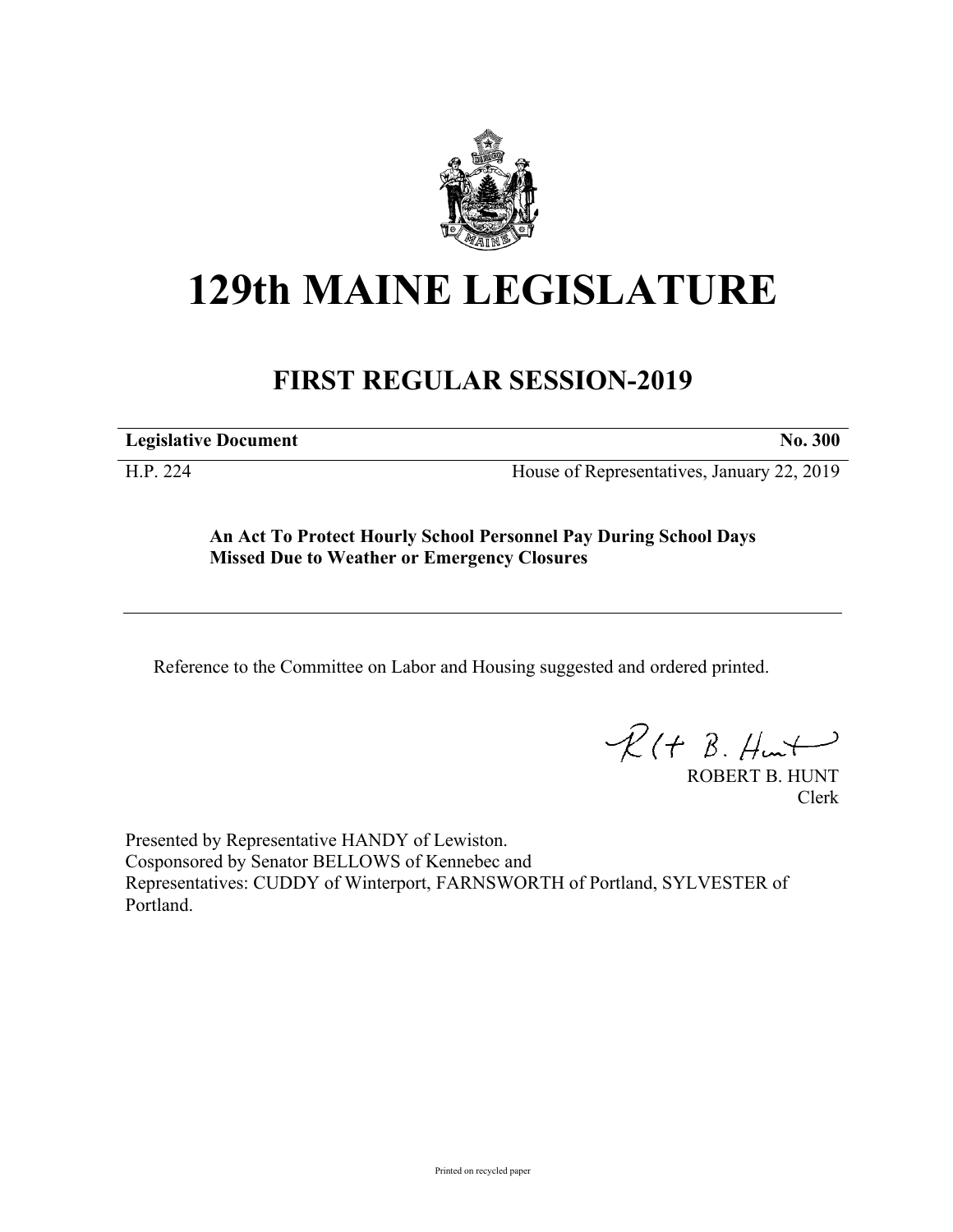# 129th MAINE LEGISLATURE

## FIRST REGULAR SESSION-2019

| **Legislative Document** | **No. 300** |
|---|---|
| H.P. 224 | House of Representatives, January 22, 2019 |

**An Act To Protect Hourly School Personnel Pay During School Days Missed Due to Weather or Emergency Closures**

Reference to the Committee on Labor and Housing suggested and ordered printed.

ROBERT B. HUNT
Clerk

Presented by Representative HANDY of Lewiston.
Cosponsored by Senator BELLOWS of Kennebec and
Representatives: CUDDY of Winterport, FARNSWORTH of Portland, SYLVESTER of Portland.

Printed on recycled paper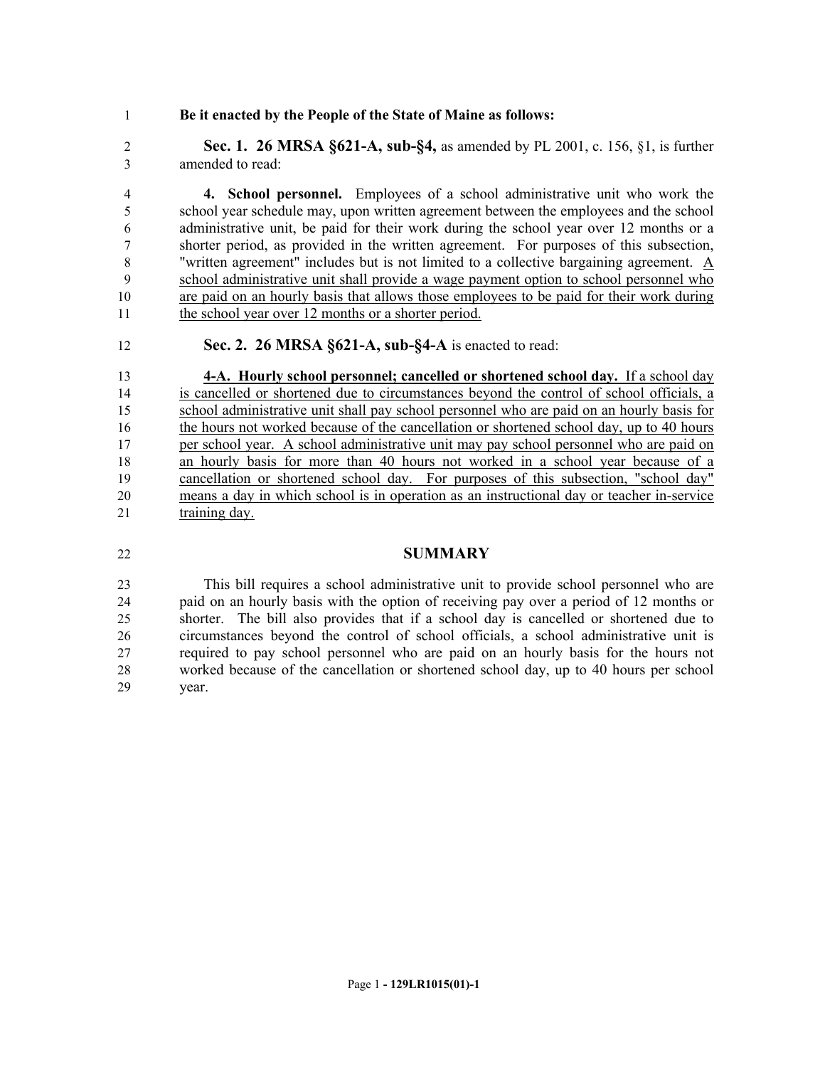**Be it enacted by the People of the State of Maine as follows:**

**Sec. 1. 26 MRSA §621-A, sub-§4,** as amended by PL 2001, c. 156, §1, is further amended to read:

**4. School personnel.** Employees of a school administrative unit who work the school year schedule may, upon written agreement between the employees and the school administrative unit, be paid for their work during the school year over 12 months or a shorter period, as provided in the written agreement. For purposes of this subsection, "written agreement" includes but is not limited to a collective bargaining agreement. A school administrative unit shall provide a wage payment option to school personnel who are paid on an hourly basis that allows those employees to be paid for their work during the school year over 12 months or a shorter period.

**Sec. 2. 26 MRSA §621-A, sub-§4-A** is enacted to read:

**4-A. Hourly school personnel; cancelled or shortened school day.** If a school day is cancelled or shortened due to circumstances beyond the control of school officials, a school administrative unit shall pay school personnel who are paid on an hourly basis for the hours not worked because of the cancellation or shortened school day, up to 40 hours per school year. A school administrative unit may pay school personnel who are paid on an hourly basis for more than 40 hours not worked in a school year because of a cancellation or shortened school day. For purposes of this subsection, "school day" means a day in which school is in operation as an instructional day or teacher in-service training day.

## SUMMARY

This bill requires a school administrative unit to provide school personnel who are paid on an hourly basis with the option of receiving pay over a period of 12 months or shorter. The bill also provides that if a school day is cancelled or shortened due to circumstances beyond the control of school officials, a school administrative unit is required to pay school personnel who are paid on an hourly basis for the hours not worked because of the cancellation or shortened school day, up to 40 hours per school year.